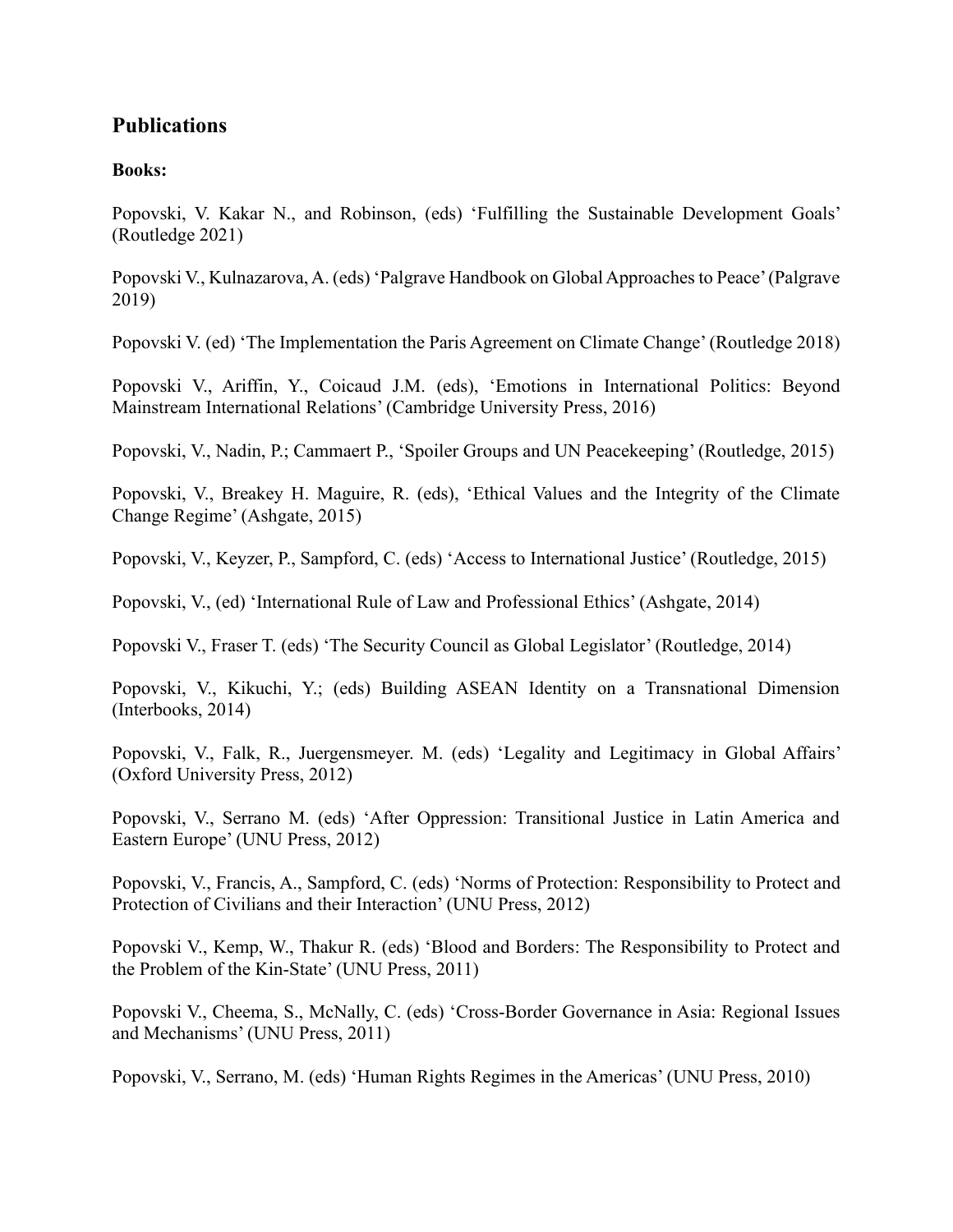## Publications

**Books:**

Popovski, V. Kakar N., and Robinson, (eds) 'Fulfilling the Sustainable Development Goals' (Routledge 2021)

Popovski V., Kulnazarova, A. (eds) 'Palgrave Handbook on Global Approaches to Peace' (Palgrave 2019)

Popovski V. (ed) 'The Implementation the Paris Agreement on Climate Change' (Routledge 2018)

Popovski V., Ariffin, Y., Coicaud J.M. (eds), 'Emotions in International Politics: Beyond Mainstream International Relations' (Cambridge University Press, 2016)

Popovski, V., Nadin, P.; Cammaert P., 'Spoiler Groups and UN Peacekeeping' (Routledge, 2015)

Popovski, V., Breakey H. Maguire, R. (eds), 'Ethical Values and the Integrity of the Climate Change Regime' (Ashgate, 2015)

Popovski, V., Keyzer, P., Sampford, C. (eds) 'Access to International Justice' (Routledge, 2015)

Popovski, V., (ed) 'International Rule of Law and Professional Ethics' (Ashgate, 2014)

Popovski V., Fraser T. (eds) 'The Security Council as Global Legislator' (Routledge, 2014)

Popovski, V., Kikuchi, Y.; (eds) Building ASEAN Identity on a Transnational Dimension (Interbooks, 2014)

Popovski, V., Falk, R., Juergensmeyer. M. (eds) 'Legality and Legitimacy in Global Affairs' (Oxford University Press, 2012)

Popovski, V., Serrano M. (eds) 'After Oppression: Transitional Justice in Latin America and Eastern Europe' (UNU Press, 2012)

Popovski, V., Francis, A., Sampford, C. (eds) 'Norms of Protection: Responsibility to Protect and Protection of Civilians and their Interaction' (UNU Press, 2012)

Popovski V., Kemp, W., Thakur R. (eds) 'Blood and Borders: The Responsibility to Protect and the Problem of the Kin-State' (UNU Press, 2011)

Popovski V., Cheema, S., McNally, C. (eds) 'Cross-Border Governance in Asia: Regional Issues and Mechanisms' (UNU Press, 2011)

Popovski, V., Serrano, M. (eds) 'Human Rights Regimes in the Americas' (UNU Press, 2010)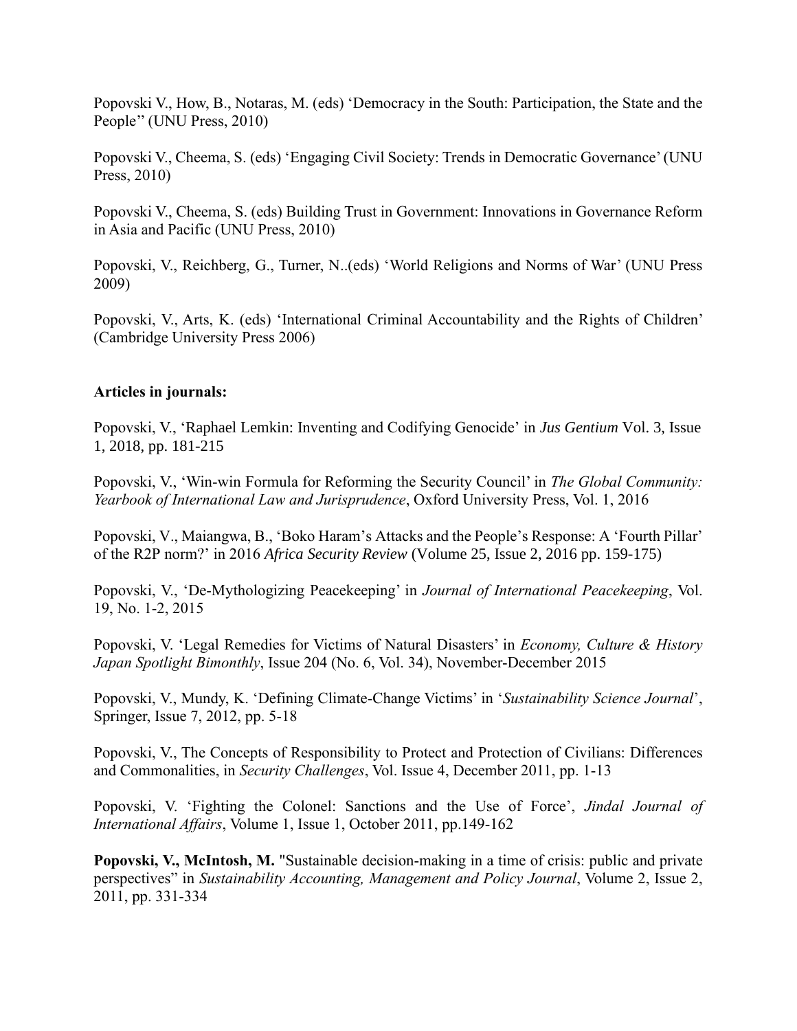Popovski V., How, B., Notaras, M. (eds) 'Democracy in the South: Participation, the State and the People'' (UNU Press, 2010)

Popovski V., Cheema, S. (eds) 'Engaging Civil Society: Trends in Democratic Governance' (UNU Press, 2010)

Popovski V., Cheema, S. (eds) Building Trust in Government: Innovations in Governance Reform in Asia and Pacific (UNU Press, 2010)

Popovski, V., Reichberg, G., Turner, N..(eds) 'World Religions and Norms of War' (UNU Press 2009)

Popovski, V., Arts, K. (eds) 'International Criminal Accountability and the Rights of Children' (Cambridge University Press 2006)

**Articles in journals:**

Popovski, V., 'Raphael Lemkin: Inventing and Codifying Genocide' in *Jus Gentium* Vol. 3, Issue 1, 2018, pp. 181-215

Popovski, V., 'Win-win Formula for Reforming the Security Council' in *The Global Community: Yearbook of International Law and Jurisprudence*, Oxford University Press, Vol. 1, 2016

Popovski, V., Maiangwa, B., 'Boko Haram's Attacks and the People's Response: A 'Fourth Pillar' of the R2P norm?' in 2016 *Africa Security Review* (Volume 25, Issue 2, 2016 pp. 159-175)

Popovski, V., 'De-Mythologizing Peacekeeping' in *Journal of International Peacekeeping*, Vol. 19, No. 1-2, 2015

Popovski, V. 'Legal Remedies for Victims of Natural Disasters' in *Economy, Culture & History Japan Spotlight Bimonthly*, Issue 204 (No. 6, Vol. 34), November-December 2015

Popovski, V., Mundy, K. 'Defining Climate-Change Victims' in '*Sustainability Science Journal*', Springer, Issue 7, 2012, pp. 5-18

Popovski, V., The Concepts of Responsibility to Protect and Protection of Civilians: Differences and Commonalities, in *Security Challenges*, Vol. Issue 4, December 2011, pp. 1-13

Popovski, V. 'Fighting the Colonel: Sanctions and the Use of Force', *Jindal Journal of International Affairs*, Volume 1, Issue 1, October 2011, pp.149-162

**Popovski, V., McIntosh, M.** "Sustainable decision-making in a time of crisis: public and private perspectives" in *Sustainability Accounting, Management and Policy Journal*, Volume 2, Issue 2, 2011, pp. 331-334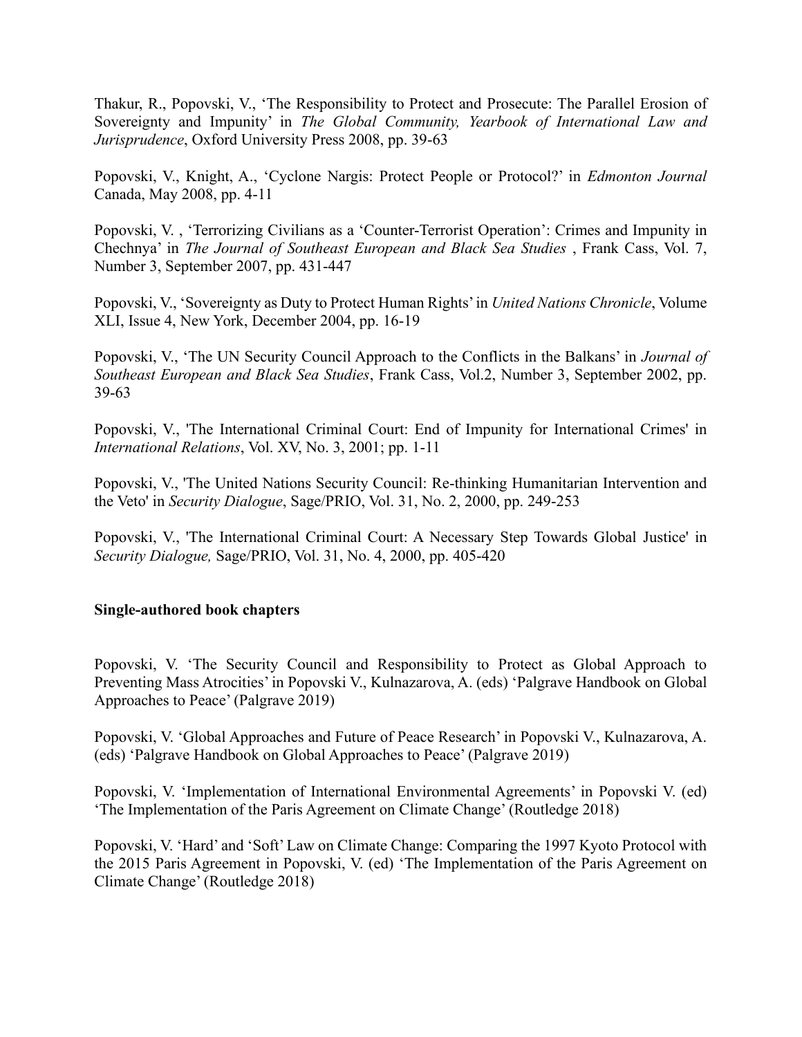Thakur, R., Popovski, V., 'The Responsibility to Protect and Prosecute: The Parallel Erosion of Sovereignty and Impunity' in *The Global Community, Yearbook of International Law and Jurisprudence*, Oxford University Press 2008, pp. 39-63

Popovski, V., Knight, A., 'Cyclone Nargis: Protect People or Protocol?' in *Edmonton Journal* Canada, May 2008, pp. 4-11

Popovski, V. , 'Terrorizing Civilians as a 'Counter-Terrorist Operation': Crimes and Impunity in Chechnya' in *The Journal of Southeast European and Black Sea Studies* , Frank Cass, Vol. 7, Number 3, September 2007, pp. 431-447

Popovski, V., 'Sovereignty as Duty to Protect Human Rights' in *United Nations Chronicle*, Volume XLI, Issue 4, New York, December 2004, pp. 16-19

Popovski, V., 'The UN Security Council Approach to the Conflicts in the Balkans' in *Journal of Southeast European and Black Sea Studies*, Frank Cass, Vol.2, Number 3, September 2002, pp. 39-63

Popovski, V., 'The International Criminal Court: End of Impunity for International Crimes' in *International Relations*, Vol. XV, No. 3, 2001; pp. 1-11

Popovski, V., 'The United Nations Security Council: Re-thinking Humanitarian Intervention and the Veto' in *Security Dialogue*, Sage/PRIO, Vol. 31, No. 2, 2000, pp. 249-253

Popovski, V., 'The International Criminal Court: A Necessary Step Towards Global Justice' in *Security Dialogue,* Sage/PRIO, Vol. 31, No. 4, 2000, pp. 405-420

**Single-authored book chapters**

Popovski, V. 'The Security Council and Responsibility to Protect as Global Approach to Preventing Mass Atrocities' in Popovski V., Kulnazarova, A. (eds) 'Palgrave Handbook on Global Approaches to Peace' (Palgrave 2019)

Popovski, V. 'Global Approaches and Future of Peace Research' in Popovski V., Kulnazarova, A. (eds) 'Palgrave Handbook on Global Approaches to Peace' (Palgrave 2019)

Popovski, V. 'Implementation of International Environmental Agreements' in Popovski V. (ed) 'The Implementation of the Paris Agreement on Climate Change' (Routledge 2018)

Popovski, V. 'Hard' and 'Soft' Law on Climate Change: Comparing the 1997 Kyoto Protocol with the 2015 Paris Agreement in Popovski, V. (ed) 'The Implementation of the Paris Agreement on Climate Change' (Routledge 2018)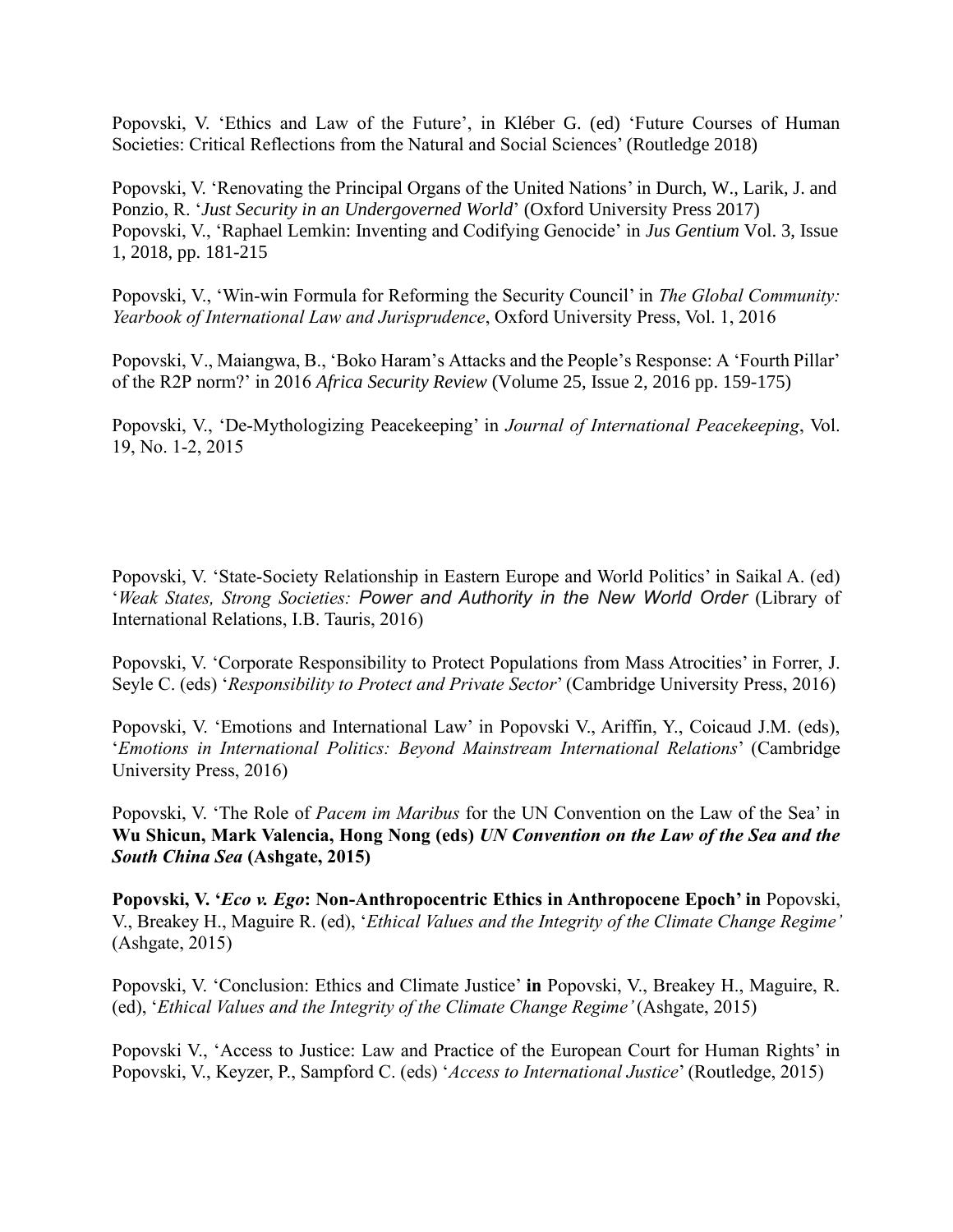Popovski, V. 'Ethics and Law of the Future', in Kléber G. (ed) 'Future Courses of Human Societies: Critical Reflections from the Natural and Social Sciences' (Routledge 2018)

Popovski, V. 'Renovating the Principal Organs of the United Nations' in Durch, W., Larik, J. and Ponzio, R. '*Just Security in an Undergoverned World*' (Oxford University Press 2017)
Popovski, V., 'Raphael Lemkin: Inventing and Codifying Genocide' in *Jus Gentium* Vol. 3, Issue 1, 2018, pp. 181-215

Popovski, V., 'Win-win Formula for Reforming the Security Council' in *The Global Community: Yearbook of International Law and Jurisprudence*, Oxford University Press, Vol. 1, 2016

Popovski, V., Maiangwa, B., 'Boko Haram's Attacks and the People's Response: A 'Fourth Pillar' of the R2P norm?' in 2016 *Africa Security Review* (Volume 25, Issue 2, 2016 pp. 159-175)

Popovski, V., 'De-Mythologizing Peacekeeping' in *Journal of International Peacekeeping*, Vol. 19, No. 1-2, 2015

Popovski, V. 'State-Society Relationship in Eastern Europe and World Politics' in Saikal A. (ed) '*Weak States, Strong Societies: Power and Authority in the New World Order* (Library of International Relations, I.B. Tauris, 2016)

Popovski, V. 'Corporate Responsibility to Protect Populations from Mass Atrocities' in Forrer, J. Seyle C. (eds) '*Responsibility to Protect and Private Sector*' (Cambridge University Press, 2016)

Popovski, V. 'Emotions and International Law' in Popovski V., Ariffin, Y., Coicaud J.M. (eds), '*Emotions in International Politics: Beyond Mainstream International Relations*' (Cambridge University Press, 2016)

Popovski, V. 'The Role of *Pacem im Maribus* for the UN Convention on the Law of the Sea' in **Wu Shicun, Mark Valencia, Hong Nong (eds)** ***UN Convention on the Law of the Sea and the South China Sea*** **(Ashgate, 2015)**

**Popovski, V. '*Eco v. Ego*: Non-Anthropocentric Ethics in Anthropocene Epoch' in** Popovski, V., Breakey H., Maguire R. (ed), '*Ethical Values and the Integrity of the Climate Change Regime'* (Ashgate, 2015)

Popovski, V. 'Conclusion: Ethics and Climate Justice' **in** Popovski, V., Breakey H., Maguire, R. (ed), '*Ethical Values and the Integrity of the Climate Change Regime'* (Ashgate, 2015)

Popovski V., 'Access to Justice: Law and Practice of the European Court for Human Rights' in Popovski, V., Keyzer, P., Sampford C. (eds) '*Access to International Justice*' (Routledge, 2015)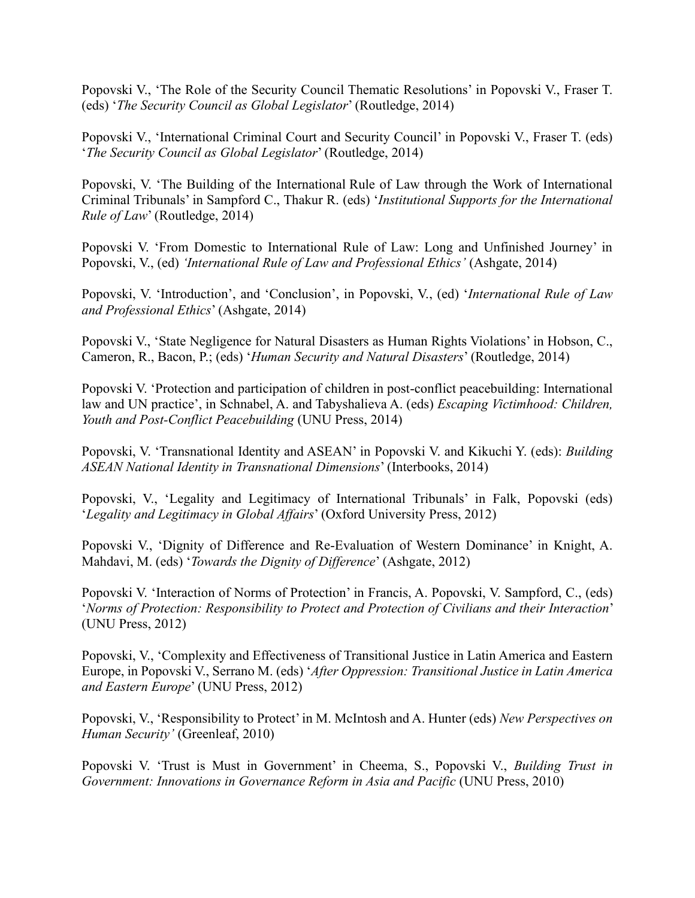Popovski V., 'The Role of the Security Council Thematic Resolutions' in Popovski V., Fraser T. (eds) '*The Security Council as Global Legislator*' (Routledge, 2014)

Popovski V., 'International Criminal Court and Security Council' in Popovski V., Fraser T. (eds) '*The Security Council as Global Legislator*' (Routledge, 2014)

Popovski, V. 'The Building of the International Rule of Law through the Work of International Criminal Tribunals' in Sampford C., Thakur R. (eds) '*Institutional Supports for the International Rule of Law*' (Routledge, 2014)

Popovski V. 'From Domestic to International Rule of Law: Long and Unfinished Journey' in Popovski, V., (ed) *'International Rule of Law and Professional Ethics'* (Ashgate, 2014)

Popovski, V. 'Introduction', and 'Conclusion', in Popovski, V., (ed) '*International Rule of Law and Professional Ethics*' (Ashgate, 2014)

Popovski V., 'State Negligence for Natural Disasters as Human Rights Violations' in Hobson, C., Cameron, R., Bacon, P.; (eds) '*Human Security and Natural Disasters*' (Routledge, 2014)

Popovski V. 'Protection and participation of children in post-conflict peacebuilding: International law and UN practice', in Schnabel, A. and Tabyshalieva A. (eds) *Escaping Victimhood: Children, Youth and Post-Conflict Peacebuilding* (UNU Press, 2014)

Popovski, V. 'Transnational Identity and ASEAN' in Popovski V. and Kikuchi Y. (eds): *Building ASEAN National Identity in Transnational Dimensions*' (Interbooks, 2014)

Popovski, V., 'Legality and Legitimacy of International Tribunals' in Falk, Popovski (eds) '*Legality and Legitimacy in Global Affairs*' (Oxford University Press, 2012)

Popovski V., 'Dignity of Difference and Re-Evaluation of Western Dominance' in Knight, A. Mahdavi, M. (eds) '*Towards the Dignity of Difference*' (Ashgate, 2012)

Popovski V. 'Interaction of Norms of Protection' in Francis, A. Popovski, V. Sampford, C., (eds) '*Norms of Protection: Responsibility to Protect and Protection of Civilians and their Interaction*' (UNU Press, 2012)

Popovski, V., 'Complexity and Effectiveness of Transitional Justice in Latin America and Eastern Europe, in Popovski V., Serrano M. (eds) '*After Oppression: Transitional Justice in Latin America and Eastern Europe*' (UNU Press, 2012)

Popovski, V., 'Responsibility to Protect' in M. McIntosh and A. Hunter (eds) *New Perspectives on Human Security'* (Greenleaf, 2010)

Popovski V. 'Trust is Must in Government' in Cheema, S., Popovski V., *Building Trust in Government: Innovations in Governance Reform in Asia and Pacific* (UNU Press, 2010)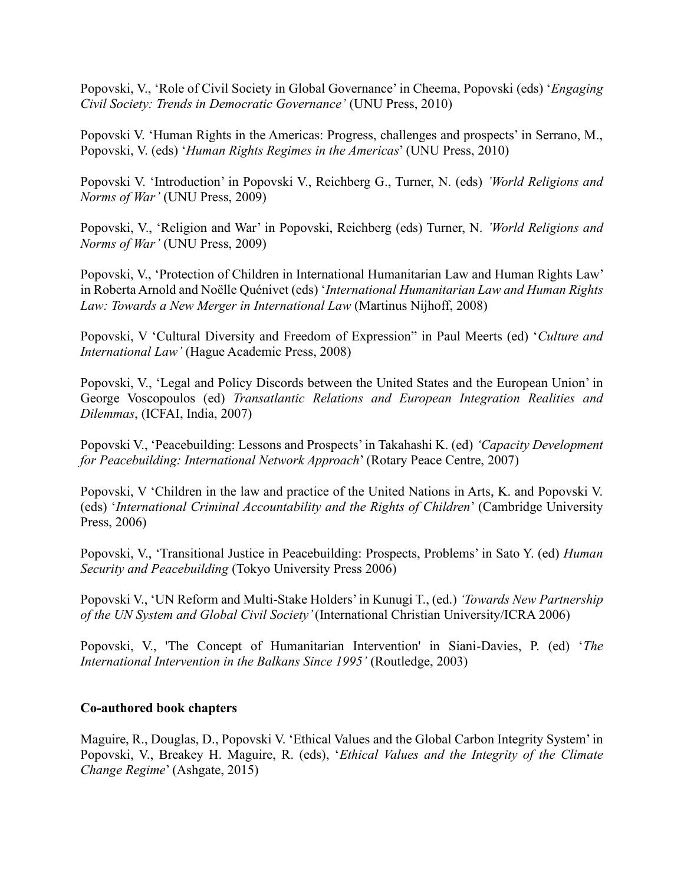Popovski, V., 'Role of Civil Society in Global Governance' in Cheema, Popovski (eds) '*Engaging Civil Society: Trends in Democratic Governance'* (UNU Press, 2010)

Popovski V. 'Human Rights in the Americas: Progress, challenges and prospects' in Serrano, M., Popovski, V. (eds) '*Human Rights Regimes in the Americas*' (UNU Press, 2010)

Popovski V. 'Introduction' in Popovski V., Reichberg G., Turner, N. (eds) *'World Religions and Norms of War'* (UNU Press, 2009)

Popovski, V., 'Religion and War' in Popovski, Reichberg (eds) Turner, N. *'World Religions and Norms of War'* (UNU Press, 2009)

Popovski, V., 'Protection of Children in International Humanitarian Law and Human Rights Law' in Roberta Arnold and Noëlle Quénivet (eds) '*International Humanitarian Law and Human Rights Law: Towards a New Merger in International Law* (Martinus Nijhoff, 2008)

Popovski, V 'Cultural Diversity and Freedom of Expression" in Paul Meerts (ed) '*Culture and International Law'* (Hague Academic Press, 2008)

Popovski, V., 'Legal and Policy Discords between the United States and the European Union' in George Voscopoulos (ed) *Transatlantic Relations and European Integration Realities and Dilemmas*, (ICFAI, India, 2007)

Popovski V., 'Peacebuilding: Lessons and Prospects' in Takahashi K. (ed) *'Capacity Development for Peacebuilding: International Network Approach*' (Rotary Peace Centre, 2007)

Popovski, V 'Children in the law and practice of the United Nations in Arts, K. and Popovski V. (eds) '*International Criminal Accountability and the Rights of Children*' (Cambridge University Press, 2006)

Popovski, V., 'Transitional Justice in Peacebuilding: Prospects, Problems' in Sato Y. (ed) *Human Security and Peacebuilding* (Tokyo University Press 2006)

Popovski V., 'UN Reform and Multi-Stake Holders' in Kunugi T., (ed.) *'Towards New Partnership of the UN System and Global Civil Society'* (International Christian University/ICRA 2006)

Popovski, V., 'The Concept of Humanitarian Intervention' in Siani-Davies, P. (ed) '*The International Intervention in the Balkans Since 1995'* (Routledge, 2003)

**Co-authored book chapters**

Maguire, R., Douglas, D., Popovski V. 'Ethical Values and the Global Carbon Integrity System' in Popovski, V., Breakey H. Maguire, R. (eds), '*Ethical Values and the Integrity of the Climate Change Regime*' (Ashgate, 2015)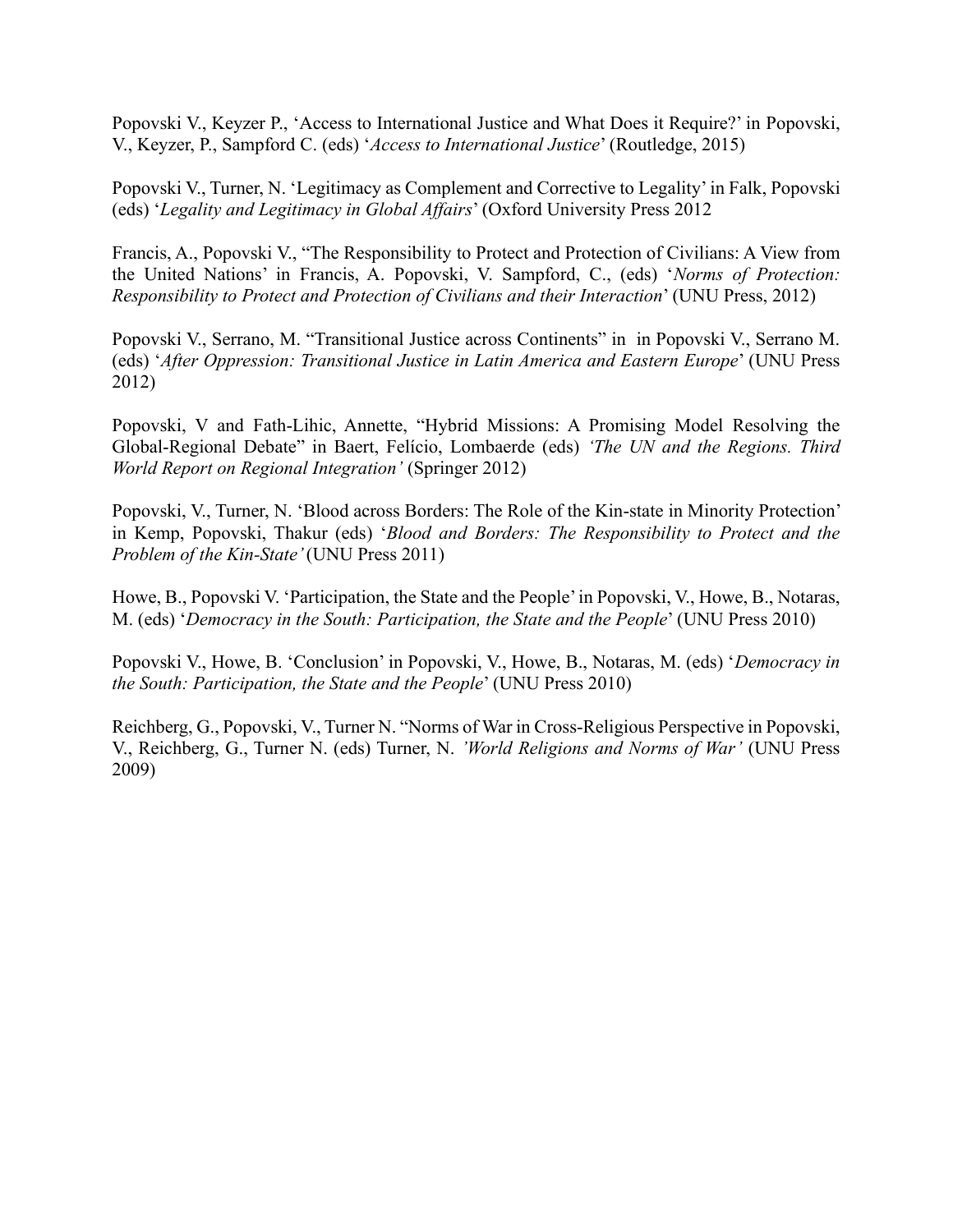Popovski V., Keyzer P., 'Access to International Justice and What Does it Require?' in Popovski, V., Keyzer, P., Sampford C. (eds) '*Access to International Justice*' (Routledge, 2015)

Popovski V., Turner, N. 'Legitimacy as Complement and Corrective to Legality' in Falk, Popovski (eds) '*Legality and Legitimacy in Global Affairs*' (Oxford University Press 2012

Francis, A., Popovski V., "The Responsibility to Protect and Protection of Civilians: A View from the United Nations' in Francis, A. Popovski, V. Sampford, C., (eds) '*Norms of Protection: Responsibility to Protect and Protection of Civilians and their Interaction*' (UNU Press, 2012)

Popovski V., Serrano, M. "Transitional Justice across Continents" in in Popovski V., Serrano M. (eds) '*After Oppression: Transitional Justice in Latin America and Eastern Europe*' (UNU Press 2012)

Popovski, V and Fath-Lihic, Annette, "Hybrid Missions: A Promising Model Resolving the Global-Regional Debate" in Baert, Felício, Lombaerde (eds) *'The UN and the Regions. Third World Report on Regional Integration'* (Springer 2012)

Popovski, V., Turner, N. 'Blood across Borders: The Role of the Kin-state in Minority Protection' in Kemp, Popovski, Thakur (eds) '*Blood and Borders: The Responsibility to Protect and the Problem of the Kin-State'* (UNU Press 2011)

Howe, B., Popovski V. 'Participation, the State and the People' in Popovski, V., Howe, B., Notaras, M. (eds) '*Democracy in the South: Participation, the State and the People*' (UNU Press 2010)

Popovski V., Howe, B. 'Conclusion' in Popovski, V., Howe, B., Notaras, M. (eds) '*Democracy in the South: Participation, the State and the People*' (UNU Press 2010)

Reichberg, G., Popovski, V., Turner N. "Norms of War in Cross-Religious Perspective in Popovski, V., Reichberg, G., Turner N. (eds) Turner, N. *'World Religions and Norms of War'* (UNU Press 2009)